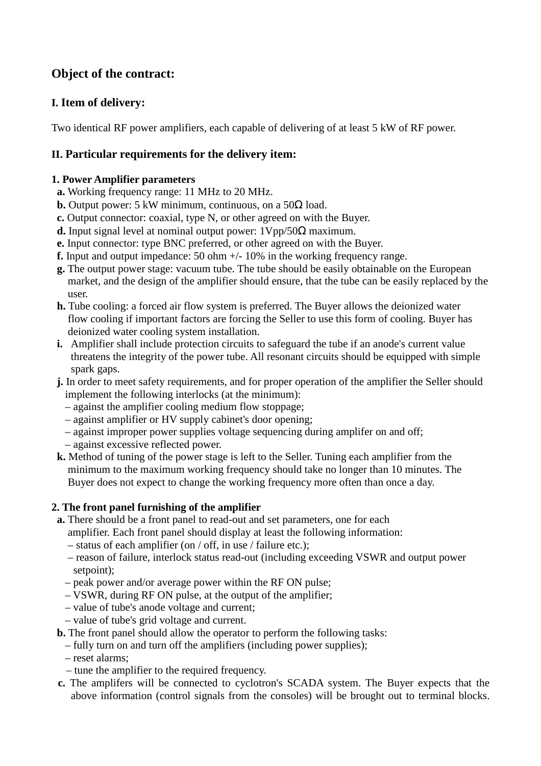## Object of the contract:

### I. Item of delivery:

Two identical RF power amplifiers, each capable of delivering of at least 5 kW of RF power.

### II. Particular requirements for the delivery item:

**1. Power Amplifier parameters**

- **a.** Working frequency range: 11 MHz to 20 MHz.
- **b.** Output power: 5 kW minimum, continuous, on a 50Ω load.
- **c.** Output connector: coaxial, type N, or other agreed on with the Buyer.
- **d.** Input signal level at nominal output power: 1Vpp/50Ω maximum.
- **e.** Input connector: type BNC preferred, or other agreed on with the Buyer.
- **f.** Input and output impedance: 50 ohm +/- 10% in the working frequency range.
- **g.** The output power stage: vacuum tube. The tube should be easily obtainable on the European market, and the design of the amplifier should ensure, that the tube can be easily replaced by the user.
- **h.** Tube cooling: a forced air flow system is preferred. The Buyer allows the deionized water flow cooling if important factors are forcing the Seller to use this form of cooling. Buyer has deionized water cooling system installation.
- **i.** Amplifier shall include protection circuits to safeguard the tube if an anode's current value threatens the integrity of the power tube. All resonant circuits should be equipped with simple spark gaps.
- **j.** In order to meet safety requirements, and for proper operation of the amplifier the Seller should implement the following interlocks (at the minimum):
  - – against the amplifier cooling medium flow stoppage;
  - – against amplifier or HV supply cabinet's door opening;
  - – against improper power supplies voltage sequencing during amplifer on and off;
  - – against excessive reflected power.
- **k.** Method of tuning of the power stage is left to the Seller. Tuning each amplifier from the minimum to the maximum working frequency should take no longer than 10 minutes. The Buyer does not expect to change the working frequency more often than once a day.

**2. The front panel furnishing of the amplifier**

- **a.** There should be a front panel to read-out and set parameters, one for each amplifier. Each front panel should display at least the following information:
  - – status of each amplifier (on / off, in use / failure etc.);
  - – reason of failure, interlock status read-out (including exceeding VSWR and output power setpoint);
  - – peak power and/or average power within the RF ON pulse;
  - – VSWR, during RF ON pulse, at the output of the amplifier;
  - – value of tube's anode voltage and current;
  - – value of tube's grid voltage and current.
- **b.** The front panel should allow the operator to perform the following tasks:
  - – fully turn on and turn off the amplifiers (including power supplies);
  - – reset alarms;
  - – tune the amplifier to the required frequency.
- **c.** The amplifers will be connected to cyclotron's SCADA system. The Buyer expects that the above information (control signals from the consoles) will be brought out to terminal blocks.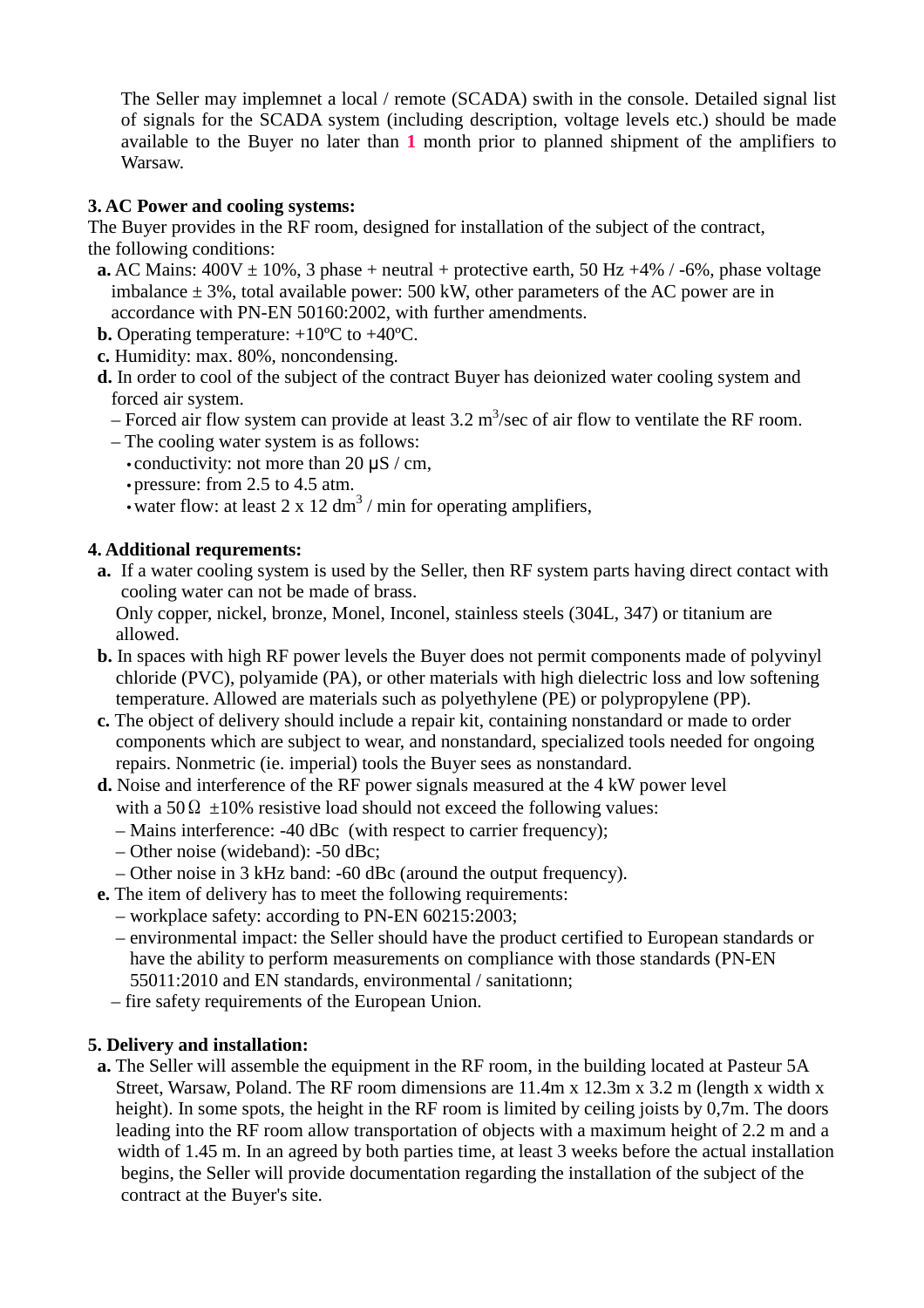The Seller may implemnet a local / remote (SCADA) swith in the console. Detailed signal list of signals for the SCADA system (including description, voltage levels etc.) should be made available to the Buyer no later than **1** month prior to planned shipment of the amplifiers to Warsaw.

**3. AC Power and cooling systems:**

The Buyer provides in the RF room, designed for installation of the subject of the contract, the following conditions:

- **a.** AC Mains: 400V ± 10%, 3 phase + neutral + protective earth, 50 Hz +4% / -6%, phase voltage imbalance ± 3%, total available power: 500 kW, other parameters of the AC power are in accordance with PN-EN 50160:2002, with further amendments.
- **b.** Operating temperature: +10ºC to +40ºC.
- **c.** Humidity: max. 80%, noncondensing.
- **d.** In order to cool of the subject of the contract Buyer has deionized water cooling system and forced air system.
  - – Forced air flow system can provide at least 3.2 $m^3$/sec of air flow to ventilate the RF room.
  - – The cooling water system is as follows:
    - conductivity: not more than 20 μS / cm,
    - pressure: from 2.5 to 4.5 atm.
    - water flow: at least 2 x 12 $dm^3$ / min for operating amplifiers,

**4. Additional requrements:**

- **a.** If a water cooling system is used by the Seller, then RF system parts having direct contact with cooling water can not be made of brass.
  Only copper, nickel, bronze, Monel, Inconel, stainless steels (304L, 347) or titanium are allowed.
- **b.** In spaces with high RF power levels the Buyer does not permit components made of polyvinyl chloride (PVC), polyamide (PA), or other materials with high dielectric loss and low softening temperature. Allowed are materials such as polyethylene (PE) or polypropylene (PP).
- **c.** The object of delivery should include a repair kit, containing nonstandard or made to order components which are subject to wear, and nonstandard, specialized tools needed for ongoing repairs. Nonmetric (ie. imperial) tools the Buyer sees as nonstandard.
- **d.** Noise and interference of the RF power signals measured at the 4 kW power level with a 50 Ω ±10% resistive load should not exceed the following values:
  - – Mains interference: -40 dBc (with respect to carrier frequency);
  - – Other noise (wideband): -50 dBc;
  - – Other noise in 3 kHz band: -60 dBc (around the output frequency).
- **e.** The item of delivery has to meet the following requirements:
  - – workplace safety: according to PN-EN 60215:2003;
  - – environmental impact: the Seller should have the product certified to European standards or have the ability to perform measurements on compliance with those standards (PN-EN 55011:2010 and EN standards, environmental / sanitationn;
  - – fire safety requirements of the European Union.

**5. Delivery and installation:**

- **a.** The Seller will assemble the equipment in the RF room, in the building located at Pasteur 5A Street, Warsaw, Poland. The RF room dimensions are 11.4m x 12.3m x 3.2 m (length x width x height). In some spots, the height in the RF room is limited by ceiling joists by 0,7m. The doors leading into the RF room allow transportation of objects with a maximum height of 2.2 m and a width of 1.45 m. In an agreed by both parties time, at least 3 weeks before the actual installation begins, the Seller will provide documentation regarding the installation of the subject of the contract at the Buyer's site.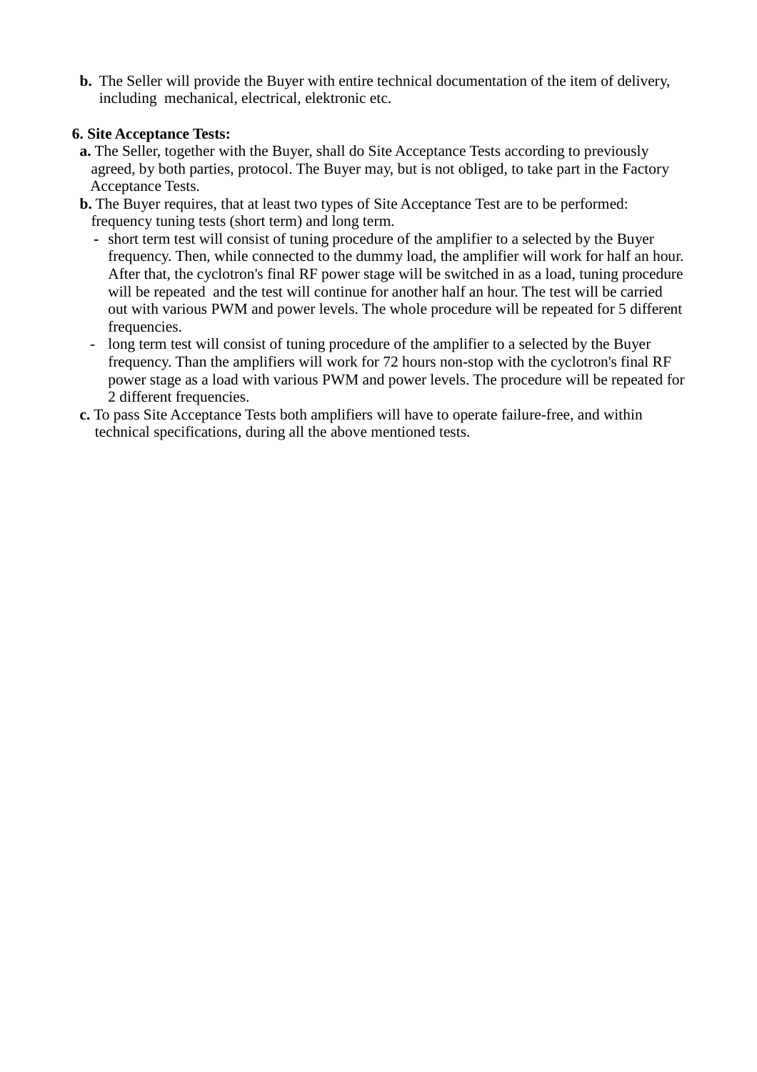**b.** The Seller will provide the Buyer with entire technical documentation of the item of delivery, including mechanical, electrical, elektronic etc.

**6. Site Acceptance Tests:**

**a.** The Seller, together with the Buyer, shall do Site Acceptance Tests according to previously agreed, by both parties, protocol. The Buyer may, but is not obliged, to take part in the Factory Acceptance Tests.

**b.** The Buyer requires, that at least two types of Site Acceptance Test are to be performed: frequency tuning tests (short term) and long term.

- short term test will consist of tuning procedure of the amplifier to a selected by the Buyer frequency. Then, while connected to the dummy load, the amplifier will work for half an hour. After that, the cyclotron's final RF power stage will be switched in as a load, tuning procedure will be repeated and the test will continue for another half an hour. The test will be carried out with various PWM and power levels. The whole procedure will be repeated for 5 different frequencies.
- long term test will consist of tuning procedure of the amplifier to a selected by the Buyer frequency. Than the amplifiers will work for 72 hours non-stop with the cyclotron's final RF power stage as a load with various PWM and power levels. The procedure will be repeated for 2 different frequencies.

**c.** To pass Site Acceptance Tests both amplifiers will have to operate failure-free, and within technical specifications, during all the above mentioned tests.